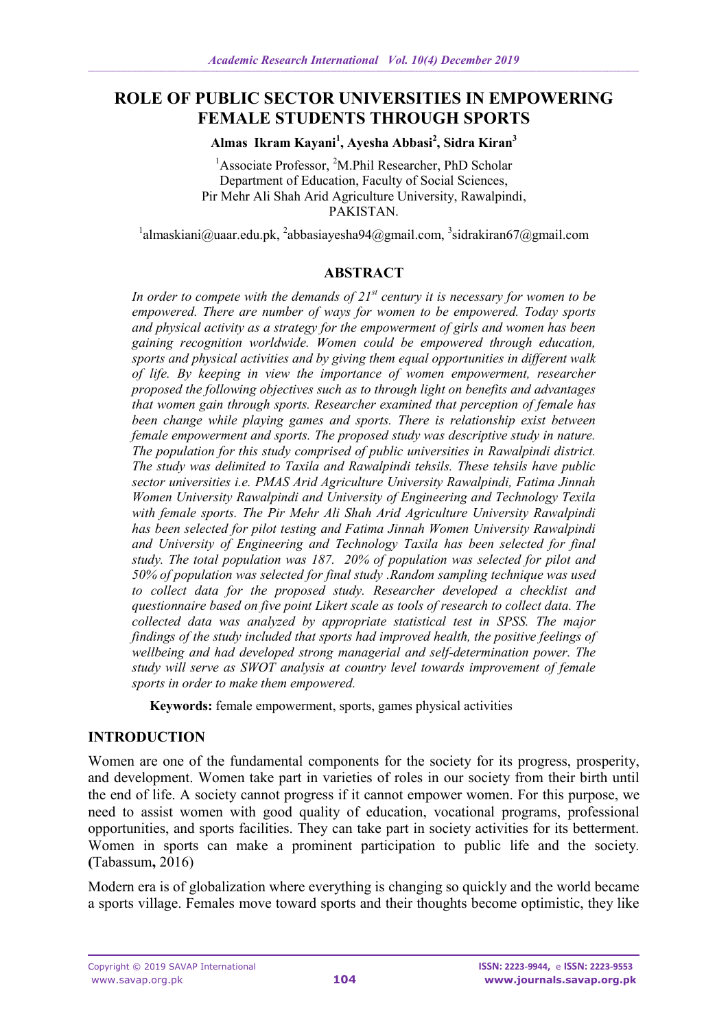# ROLE OF PUBLIC SECTOR UNIVERSITIES IN EMPOWERING FEMALE STUDENTS THROUGH SPORTS

**Almas Ikram Kayani[1], Ayesha Abbasi[2], Sidra Kiran[3]**

[1]Associate Professor, [2]M.Phil Researcher, PhD Scholar
Department of Education, Faculty of Social Sciences,
Pir Mehr Ali Shah Arid Agriculture University, Rawalpindi,
PAKISTAN.

[1]almaskiani@uaar.edu.pk, [2]abbasiayesha94@gmail.com, [3]sidrakiran67@gmail.com

## ABSTRACT

*In order to compete with the demands of 21st century it is necessary for women to be empowered. There are number of ways for women to be empowered. Today sports and physical activity as a strategy for the empowerment of girls and women has been gaining recognition worldwide. Women could be empowered through education, sports and physical activities and by giving them equal opportunities in different walk of life. By keeping in view the importance of women empowerment, researcher proposed the following objectives such as to through light on benefits and advantages that women gain through sports. Researcher examined that perception of female has been change while playing games and sports. There is relationship exist between female empowerment and sports. The proposed study was descriptive study in nature. The population for this study comprised of public universities in Rawalpindi district. The study was delimited to Taxila and Rawalpindi tehsils. These tehsils have public sector universities i.e. PMAS Arid Agriculture University Rawalpindi, Fatima Jinnah Women University Rawalpindi and University of Engineering and Technology Texila with female sports. The Pir Mehr Ali Shah Arid Agriculture University Rawalpindi has been selected for pilot testing and Fatima Jinnah Women University Rawalpindi and University of Engineering and Technology Taxila has been selected for final study. The total population was 187. 20% of population was selected for pilot and 50% of population was selected for final study .Random sampling technique was used to collect data for the proposed study. Researcher developed a checklist and questionnaire based on five point Likert scale as tools of research to collect data. The collected data was analyzed by appropriate statistical test in SPSS. The major findings of the study included that sports had improved health, the positive feelings of wellbeing and had developed strong managerial and self-determination power. The study will serve as SWOT analysis at country level towards improvement of female sports in order to make them empowered.*

**Keywords:** female empowerment, sports, games physical activities

## INTRODUCTION

Women are one of the fundamental components for the society for its progress, prosperity, and development. Women take part in varieties of roles in our society from their birth until the end of life. A society cannot progress if it cannot empower women. For this purpose, we need to assist women with good quality of education, vocational programs, professional opportunities, and sports facilities. They can take part in society activities for its betterment. Women in sports can make a prominent participation to public life and the society. (Tabassum, 2016)

Modern era is of globalization where everything is changing so quickly and the world became a sports village. Females move toward sports and their thoughts become optimistic, they like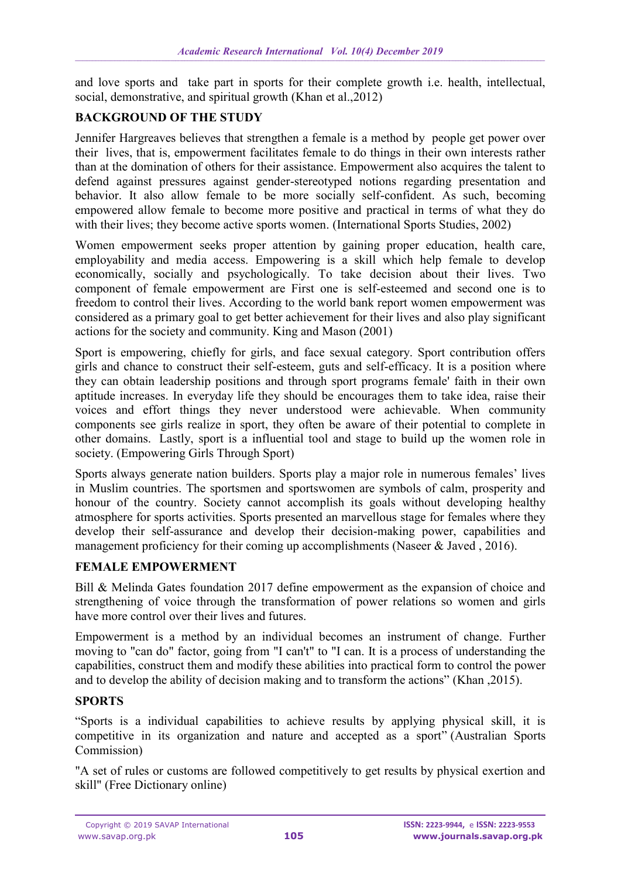and love sports and take part in sports for their complete growth i.e. health, intellectual, social, demonstrative, and spiritual growth (Khan et al.,2012)

## BACKGROUND OF THE STUDY

Jennifer Hargreaves believes that strengthen a female is a method by people get power over their lives, that is, empowerment facilitates female to do things in their own interests rather than at the domination of others for their assistance. Empowerment also acquires the talent to defend against pressures against gender-stereotyped notions regarding presentation and behavior. It also allow female to be more socially self-confident. As such, becoming empowered allow female to become more positive and practical in terms of what they do with their lives; they become active sports women. (International Sports Studies, 2002)

Women empowerment seeks proper attention by gaining proper education, health care, employability and media access. Empowering is a skill which help female to develop economically, socially and psychologically. To take decision about their lives. Two component of female empowerment are First one is self-esteemed and second one is to freedom to control their lives. According to the world bank report women empowerment was considered as a primary goal to get better achievement for their lives and also play significant actions for the society and community. King and Mason (2001)

Sport is empowering, chiefly for girls, and face sexual category. Sport contribution offers girls and chance to construct their self-esteem, guts and self-efficacy. It is a position where they can obtain leadership positions and through sport programs female' faith in their own aptitude increases. In everyday life they should be encourages them to take idea, raise their voices and effort things they never understood were achievable. When community components see girls realize in sport, they often be aware of their potential to complete in other domains. Lastly, sport is a influential tool and stage to build up the women role in society. (Empowering Girls Through Sport)

Sports always generate nation builders. Sports play a major role in numerous females' lives in Muslim countries. The sportsmen and sportswomen are symbols of calm, prosperity and honour of the country. Society cannot accomplish its goals without developing healthy atmosphere for sports activities. Sports presented an marvellous stage for females where they develop their self-assurance and develop their decision-making power, capabilities and management proficiency for their coming up accomplishments (Naseer & Javed , 2016).

## FEMALE EMPOWERMENT

Bill & Melinda Gates foundation 2017 define empowerment as the expansion of choice and strengthening of voice through the transformation of power relations so women and girls have more control over their lives and futures.

Empowerment is a method by an individual becomes an instrument of change. Further moving to "can do" factor, going from "I can't" to "I can. It is a process of understanding the capabilities, construct them and modify these abilities into practical form to control the power and to develop the ability of decision making and to transform the actions" (Khan ,2015).

## SPORTS

"Sports is a individual capabilities to achieve results by applying physical skill, it is competitive in its organization and nature and accepted as a sport" (Australian Sports Commission)

"A set of rules or customs are followed competitively to get results by physical exertion and skill" (Free Dictionary online)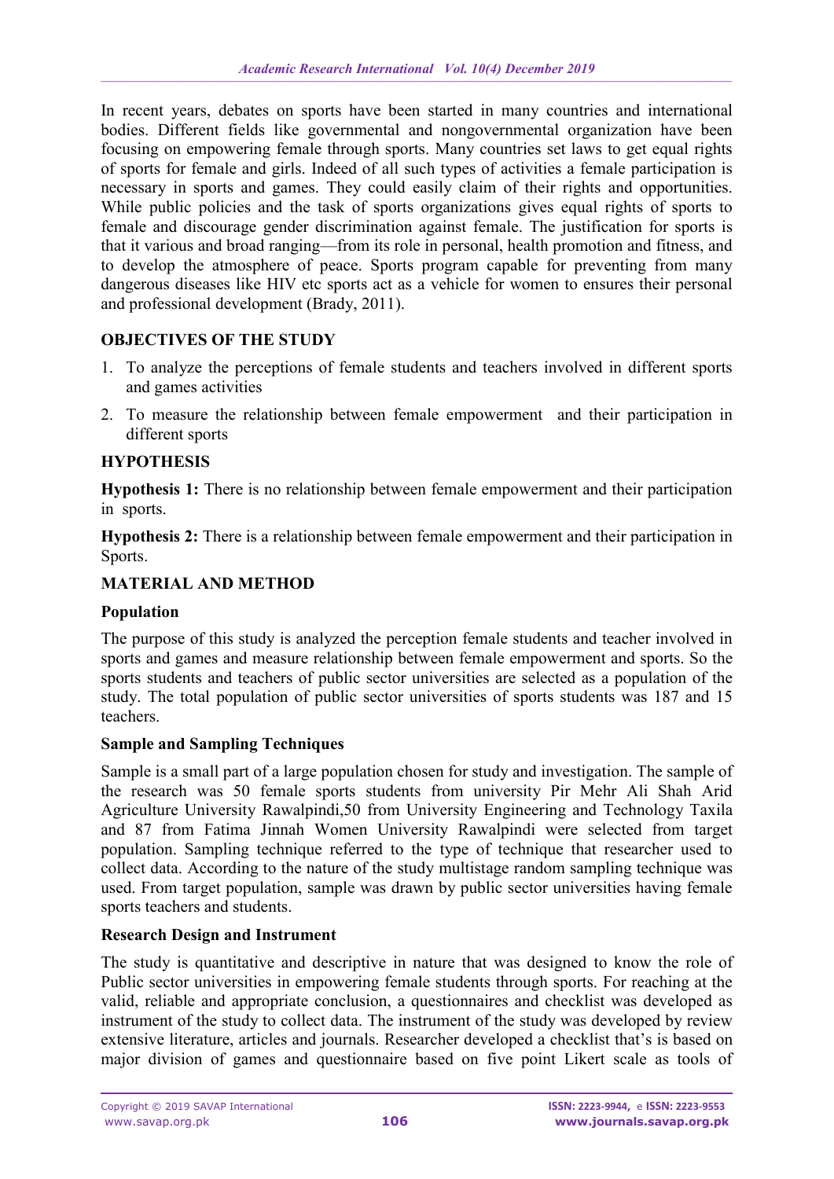In recent years, debates on sports have been started in many countries and international bodies. Different fields like governmental and nongovernmental organization have been focusing on empowering female through sports. Many countries set laws to get equal rights of sports for female and girls. Indeed of all such types of activities a female participation is necessary in sports and games. They could easily claim of their rights and opportunities. While public policies and the task of sports organizations gives equal rights of sports to female and discourage gender discrimination against female. The justification for sports is that it various and broad ranging—from its role in personal, health promotion and fitness, and to develop the atmosphere of peace. Sports program capable for preventing from many dangerous diseases like HIV etc sports act as a vehicle for women to ensures their personal and professional development (Brady, 2011).

## OBJECTIVES OF THE STUDY

1. To analyze the perceptions of female students and teachers involved in different sports and games activities
2. To measure the relationship between female empowerment and their participation in different sports

## HYPOTHESIS

**Hypothesis 1:** There is no relationship between female empowerment and their participation in sports.

**Hypothesis 2:** There is a relationship between female empowerment and their participation in Sports.

## MATERIAL AND METHOD

### Population

The purpose of this study is analyzed the perception female students and teacher involved in sports and games and measure relationship between female empowerment and sports. So the sports students and teachers of public sector universities are selected as a population of the study. The total population of public sector universities of sports students was 187 and 15 teachers.

### Sample and Sampling Techniques

Sample is a small part of a large population chosen for study and investigation. The sample of the research was 50 female sports students from university Pir Mehr Ali Shah Arid Agriculture University Rawalpindi,50 from University Engineering and Technology Taxila and 87 from Fatima Jinnah Women University Rawalpindi were selected from target population. Sampling technique referred to the type of technique that researcher used to collect data. According to the nature of the study multistage random sampling technique was used. From target population, sample was drawn by public sector universities having female sports teachers and students.

### Research Design and Instrument

The study is quantitative and descriptive in nature that was designed to know the role of Public sector universities in empowering female students through sports. For reaching at the valid, reliable and appropriate conclusion, a questionnaires and checklist was developed as instrument of the study to collect data. The instrument of the study was developed by review extensive literature, articles and journals. Researcher developed a checklist that's is based on major division of games and questionnaire based on five point Likert scale as tools of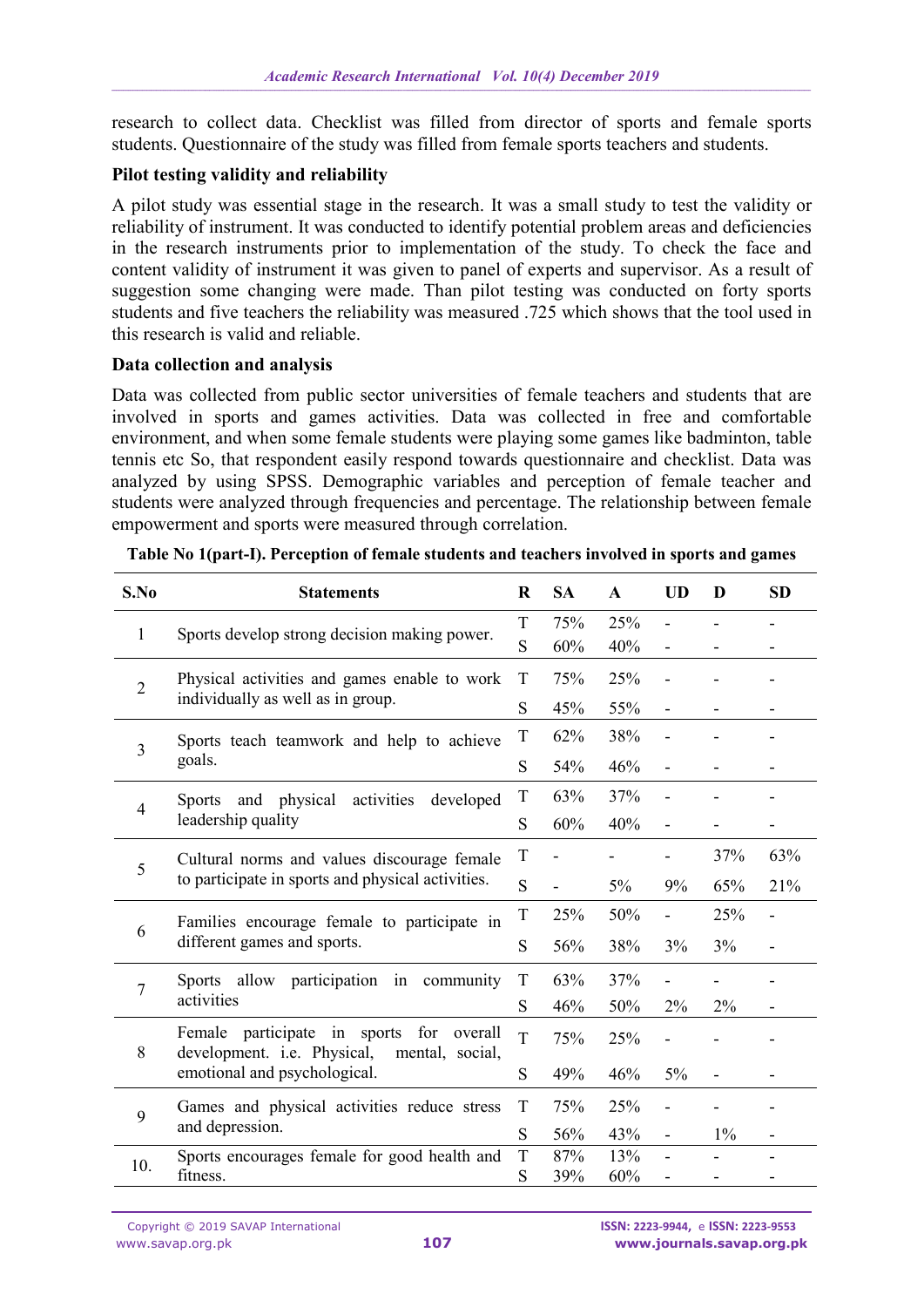research to collect data. Checklist was filled from director of sports and female sports students. Questionnaire of the study was filled from female sports teachers and students.

**Pilot testing validity and reliability**

A pilot study was essential stage in the research. It was a small study to test the validity or reliability of instrument. It was conducted to identify potential problem areas and deficiencies in the research instruments prior to implementation of the study. To check the face and content validity of instrument it was given to panel of experts and supervisor. As a result of suggestion some changing were made. Than pilot testing was conducted on forty sports students and five teachers the reliability was measured .725 which shows that the tool used in this research is valid and reliable.

**Data collection and analysis**

Data was collected from public sector universities of female teachers and students that are involved in sports and games activities. Data was collected in free and comfortable environment, and when some female students were playing some games like badminton, table tennis etc So, that respondent easily respond towards questionnaire and checklist. Data was analyzed by using SPSS. Demographic variables and perception of female teacher and students were analyzed through frequencies and percentage. The relationship between female empowerment and sports were measured through correlation.

**Table No 1(part-I). Perception of female students and teachers involved in sports and games**

| S.No | Statements | R | SA | A | UD | D | SD |
|---|---|---|---|---|---|---|---|
| 1 | Sports develop strong decision making power. | T | 75% | 25% | - | - | - |
| | | S | 60% | 40% | - | - | - |
| 2 | Physical activities and games enable to work individually as well as in group. | T | 75% | 25% | - | - | - |
| | | S | 45% | 55% | - | - | - |
| 3 | Sports teach teamwork and help to achieve goals. | T | 62% | 38% | - | - | - |
| | | S | 54% | 46% | - | - | - |
| 4 | Sports and physical activities developed leadership quality | T | 63% | 37% | - | - | - |
| | | S | 60% | 40% | - | - | - |
| 5 | Cultural norms and values discourage female to participate in sports and physical activities. | T | - | - | - | 37% | 63% |
| | | S | - | 5% | 9% | 65% | 21% |
| 6 | Families encourage female to participate in different games and sports. | T | 25% | 50% | - | 25% | - |
| | | S | 56% | 38% | 3% | 3% | - |
| 7 | Sports allow participation in community activities | T | 63% | 37% | - | - | - |
| | | S | 46% | 50% | 2% | 2% | - |
| 8 | Female participate in sports for overall development. i.e. Physical, mental, social, emotional and psychological. | T | 75% | 25% | - | - | - |
| | | S | 49% | 46% | 5% | - | - |
| 9 | Games and physical activities reduce stress and depression. | T | 75% | 25% | - | - | - |
| | | S | 56% | 43% | - | 1% | - |
| 10. | Sports encourages female for good health and fitness. | T | 87% | 13% | - | - | - |
| | | S | 39% | 60% | - | - | - |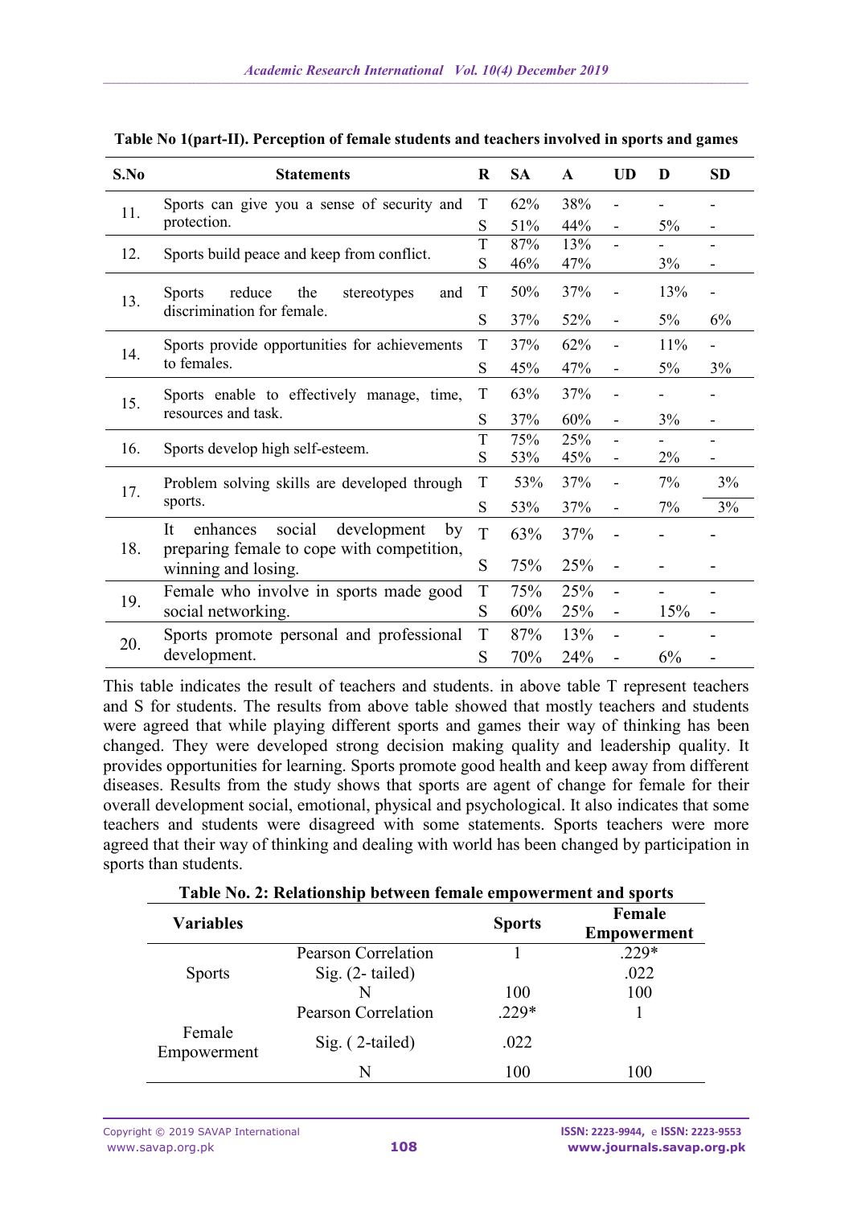**Table No 1(part-II). Perception of female students and teachers involved in sports and games**

| S.No | Statements | R | SA | A | UD | D | SD |
|---|---|---|---|---|---|---|---|
| 11. | Sports can give you a sense of security and protection. | T | 62% | 38% | - | - | - |
| | | S | 51% | 44% | - | 5% | - |
| 12. | Sports build peace and keep from conflict. | T | 87% | 13% | - | - | - |
| | | S | 46% | 47% | | 3% | - |
| 13. | Sports reduce the stereotypes and discrimination for female. | T | 50% | 37% | - | 13% | - |
| | | S | 37% | 52% | - | 5% | 6% |
| 14. | Sports provide opportunities for achievements to females. | T | 37% | 62% | - | 11% | - |
| | | S | 45% | 47% | - | 5% | 3% |
| 15. | Sports enable to effectively manage, time, resources and task. | T | 63% | 37% | - | - | - |
| | | S | 37% | 60% | - | 3% | - |
| 16. | Sports develop high self-esteem. | T | 75% | 25% | - | - | - |
| | | S | 53% | 45% | - | 2% | - |
| 17. | Problem solving skills are developed through sports. | T | 53% | 37% | - | 7% | 3% |
| | | S | 53% | 37% | - | 7% | 3% |
| 18. | It enhances social development by preparing female to cope with competition, winning and losing. | T | 63% | 37% | - | - | - |
| | | S | 75% | 25% | - | - | - |
| 19. | Female who involve in sports made good social networking. | T | 75% | 25% | - | - | - |
| | | S | 60% | 25% | - | 15% | - |
| 20. | Sports promote personal and professional development. | T | 87% | 13% | - | - | - |
| | | S | 70% | 24% | - | 6% | - |

This table indicates the result of teachers and students. in above table T represent teachers and S for students. The results from above table showed that mostly teachers and students were agreed that while playing different sports and games their way of thinking has been changed. They were developed strong decision making quality and leadership quality. It provides opportunities for learning. Sports promote good health and keep away from different diseases. Results from the study shows that sports are agent of change for female for their overall development social, emotional, physical and psychological. It also indicates that some teachers and students were disagreed with some statements. Sports teachers were more agreed that their way of thinking and dealing with world has been changed by participation in sports than students.

**Table No. 2: Relationship between female empowerment and sports**

| Variables | | Sports | Female Empowerment |
|---|---|---|---|
| Sports | Pearson Correlation | 1 | .229* |
| | Sig. (2- tailed) | | .022 |
| | N | 100 | 100 |
| Female Empowerment | Pearson Correlation | .229* | 1 |
| | Sig. ( 2-tailed) | .022 | |
| | N | 100 | 100 |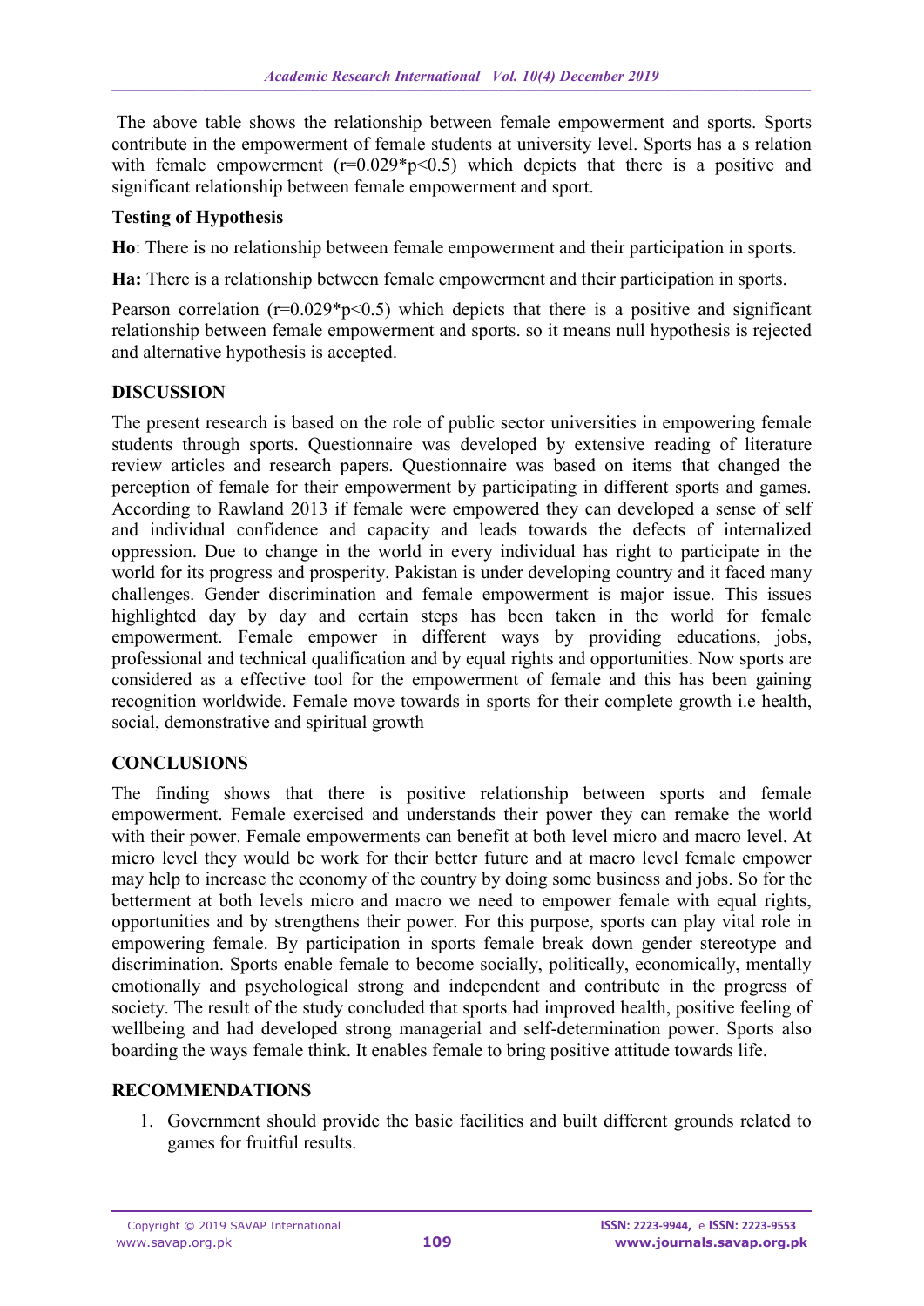The above table shows the relationship between female empowerment and sports. Sports contribute in the empowerment of female students at university level. Sports has a s relation with female empowerment ($r=0.029^*p<0.5$) which depicts that there is a positive and significant relationship between female empowerment and sport.

**Testing of Hypothesis**

**Ho**: There is no relationship between female empowerment and their participation in sports.

**Ha:** There is a relationship between female empowerment and their participation in sports.

Pearson correlation ($r=0.029^*p<0.5$) which depicts that there is a positive and significant relationship between female empowerment and sports. so it means null hypothesis is rejected and alternative hypothesis is accepted.

## DISCUSSION

The present research is based on the role of public sector universities in empowering female students through sports. Questionnaire was developed by extensive reading of literature review articles and research papers. Questionnaire was based on items that changed the perception of female for their empowerment by participating in different sports and games. According to Rawland 2013 if female were empowered they can developed a sense of self and individual confidence and capacity and leads towards the defects of internalized oppression. Due to change in the world in every individual has right to participate in the world for its progress and prosperity. Pakistan is under developing country and it faced many challenges. Gender discrimination and female empowerment is major issue. This issues highlighted day by day and certain steps has been taken in the world for female empowerment. Female empower in different ways by providing educations, jobs, professional and technical qualification and by equal rights and opportunities. Now sports are considered as a effective tool for the empowerment of female and this has been gaining recognition worldwide. Female move towards in sports for their complete growth i.e health, social, demonstrative and spiritual growth

## CONCLUSIONS

The finding shows that there is positive relationship between sports and female empowerment. Female exercised and understands their power they can remake the world with their power. Female empowerments can benefit at both level micro and macro level. At micro level they would be work for their better future and at macro level female empower may help to increase the economy of the country by doing some business and jobs. So for the betterment at both levels micro and macro we need to empower female with equal rights, opportunities and by strengthens their power. For this purpose, sports can play vital role in empowering female. By participation in sports female break down gender stereotype and discrimination. Sports enable female to become socially, politically, economically, mentally emotionally and psychological strong and independent and contribute in the progress of society. The result of the study concluded that sports had improved health, positive feeling of wellbeing and had developed strong managerial and self-determination power. Sports also boarding the ways female think. It enables female to bring positive attitude towards life.

## RECOMMENDATIONS

1. Government should provide the basic facilities and built different grounds related to games for fruitful results.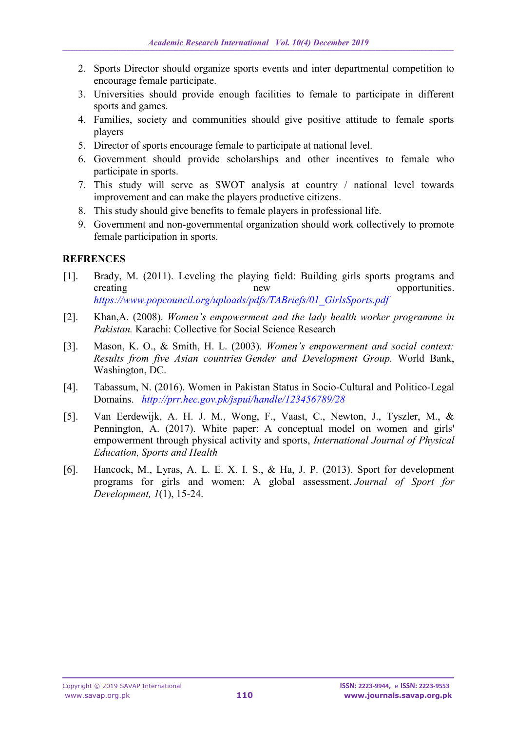2. Sports Director should organize sports events and inter departmental competition to encourage female participate.
3. Universities should provide enough facilities to female to participate in different sports and games.
4. Families, society and communities should give positive attitude to female sports players
5. Director of sports encourage female to participate at national level.
6. Government should provide scholarships and other incentives to female who participate in sports.
7. This study will serve as SWOT analysis at country / national level towards improvement and can make the players productive citizens.
8. This study should give benefits to female players in professional life.
9. Government and non-governmental organization should work collectively to promote female participation in sports.

## REFRENCES

[1]. Brady, M. (2011). Leveling the playing field: Building girls sports programs and creating new opportunities. *https://www.popcouncil.org/uploads/pdfs/TABriefs/01_GirlsSports.pdf*

[2]. Khan,A. (2008). *Women's empowerment and the lady health worker programme in Pakistan.* Karachi: Collective for Social Science Research

[3]. Mason, K. O., & Smith, H. L. (2003). *Women's empowerment and social context: Results from five Asian countries Gender and Development Group.* World Bank, Washington, DC.

[4]. Tabassum, N. (2016). Women in Pakistan Status in Socio-Cultural and Politico-Legal Domains. *http://prr.hec.gov.pk/jspui/handle/123456789/28*

[5]. Van Eerdewijk, A. H. J. M., Wong, F., Vaast, C., Newton, J., Tyszler, M., & Pennington, A. (2017). White paper: A conceptual model on women and girls' empowerment through physical activity and sports, *International Journal of Physical Education, Sports and Health*

[6]. Hancock, M., Lyras, A. L. E. X. I. S., & Ha, J. P. (2013). Sport for development programs for girls and women: A global assessment. *Journal of Sport for Development, 1*(1), 15-24.